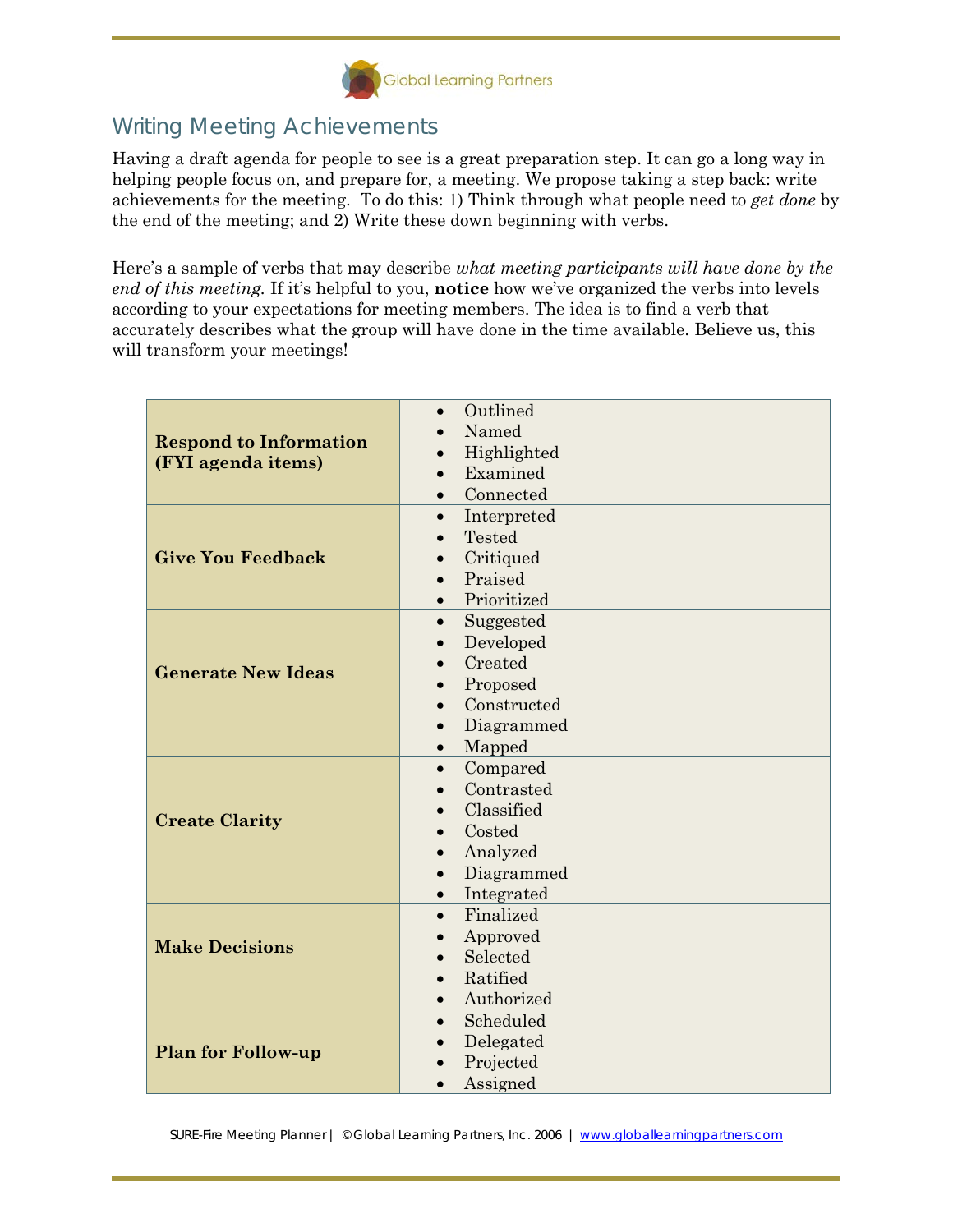# Writing Meeting Achievements

Having a draft agenda for people to see is a great preparation step. It can go a long way in helping people focus on, and prepare for, a meeting. We propose taking a step back: write achievements for the meeting. To do this: 1) Think through what people need to *get done* by the end of the meeting; and 2) Write these down beginning with verbs.

Here's a sample of verbs that may describe *what meeting participants will have done by the end of this meeting.* If it's helpful to you, **notice** how we've organized the verbs into levels according to your expectations for meeting members. The idea is to find a verb that accurately describes what the group will have done in the time available. Believe us, this will transform your meetings!

| Level | Verbs |
|---|---|
| **Respond to Information (FYI agenda items)** | • Outlined<br>• Named<br>• Highlighted<br>• Examined<br>• Connected |
| **Give You Feedback** | • Interpreted<br>• Tested<br>• Critiqued<br>• Praised<br>• Prioritized |
| **Generate New Ideas** | • Suggested<br>• Developed<br>• Created<br>• Proposed<br>• Constructed<br>• Diagrammed<br>• Mapped |
| **Create Clarity** | • Compared<br>• Contrasted<br>• Classified<br>• Costed<br>• Analyzed<br>• Diagrammed<br>• Integrated |
| **Make Decisions** | • Finalized<br>• Approved<br>• Selected<br>• Ratified<br>• Authorized |
| **Plan for Follow-up** | • Scheduled<br>• Delegated<br>• Projected<br>• Assigned |

SURE-Fire Meeting Planner | © Global Learning Partners, Inc. 2006 | www.globallearningpartners.com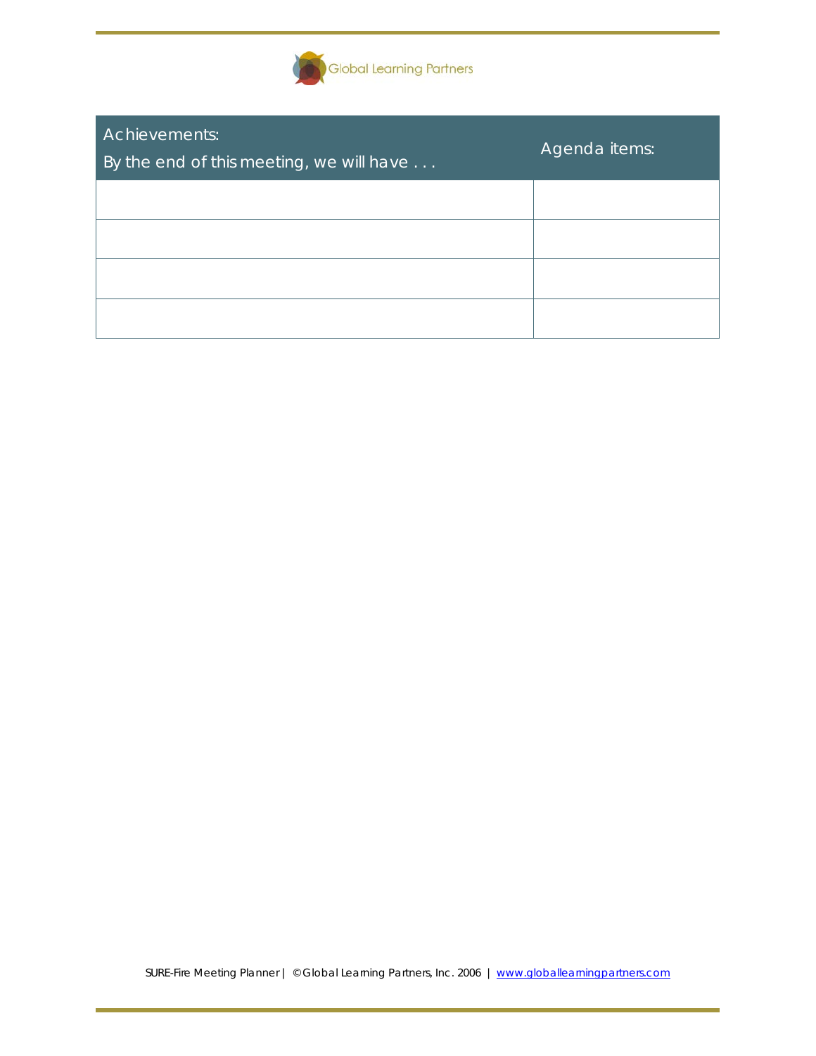| Achievements: By the end of this meeting, we will have . . . | Agenda items: |
|---|---|
| | |
| | |
| | |
| | |